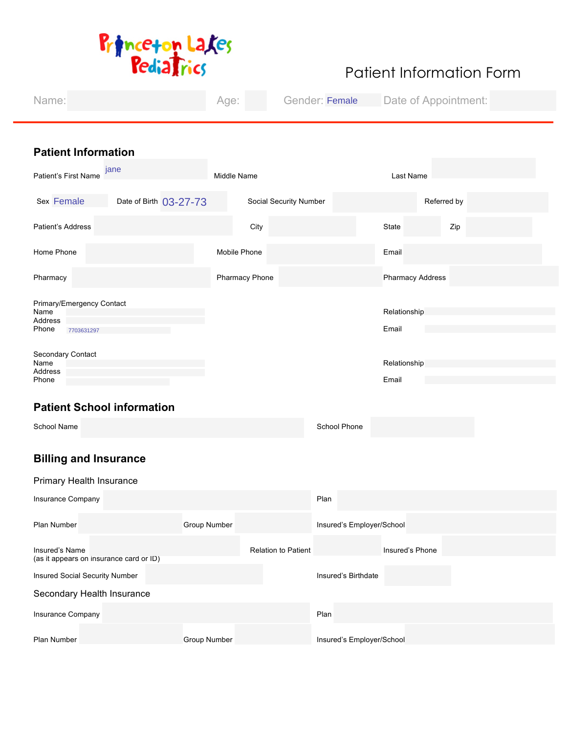Princeton Lakes Pediatrics

# Patient Information Form

Name: Age: Gender: Female Date of Appointment:

## Patient Information

Patient's First Name: jane
Middle Name:
Last Name:

Sex: Female
Date of Birth: 03-27-73
Social Security Number:
Referred by:

Patient's Address:
City:
State:
Zip:

Home Phone:
Mobile Phone:
Email:

Pharmacy:
Pharmacy Phone:
Pharmacy Address:

Primary/Emergency Contact
Name:
Address:
Phone: 7703631297
Relationship:
Email:

Secondary Contact
Name:
Address:
Phone:
Relationship:
Email:

## Patient School information

School Name:
School Phone:

## Billing and Insurance

### Primary Health Insurance

Insurance Company:
Plan:

Plan Number:
Group Number:
Insured's Employer/School:

Insured's Name (as it appears on insurance card or ID):
Relation to Patient:
Insured's Phone:

Insured Social Security Number:
Insured's Birthdate:

### Secondary Health Insurance

Insurance Company:
Plan:

Plan Number:
Group Number:
Insured's Employer/School: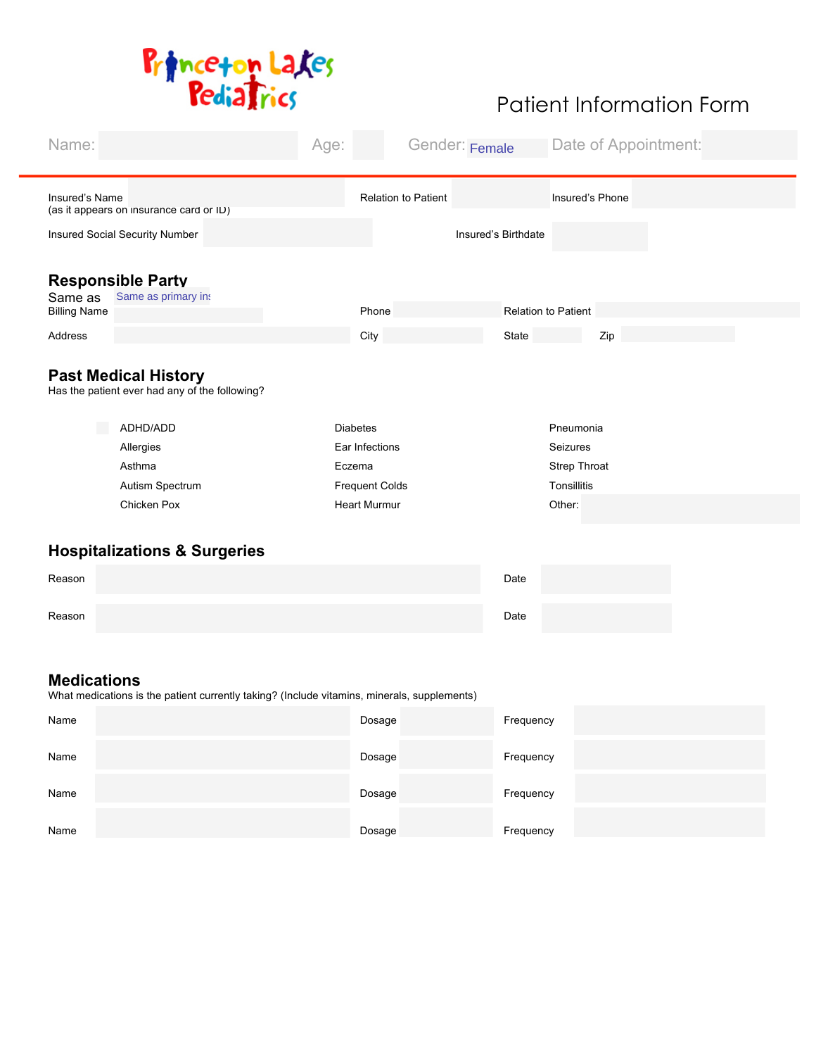Princeton Lakes Pediatrics

# Patient Information Form

Name: Age: Gender: Female Date of Appointment:

Insured's Name (as it appears on insurance card or ID) Relation to Patient Insured's Phone

Insured Social Security Number Insured's Birthdate

## Responsible Party

Same as Same as primary ins

Billing Name Phone Relation to Patient

Address City State Zip

## Past Medical History

Has the patient ever had any of the following?

| | | |
|---|---|---|
| ADHD/ADD | Diabetes | Pneumonia |
| Allergies | Ear Infections | Seizures |
| Asthma | Eczema | Strep Throat |
| Autism Spectrum | Frequent Colds | Tonsillitis |
| Chicken Pox | Heart Murmur | Other: |

## Hospitalizations & Surgeries

Reason Date

Reason Date

## Medications

What medications is the patient currently taking? (Include vitamins, minerals, supplements)

Name Dosage Frequency

Name Dosage Frequency

Name Dosage Frequency

Name Dosage Frequency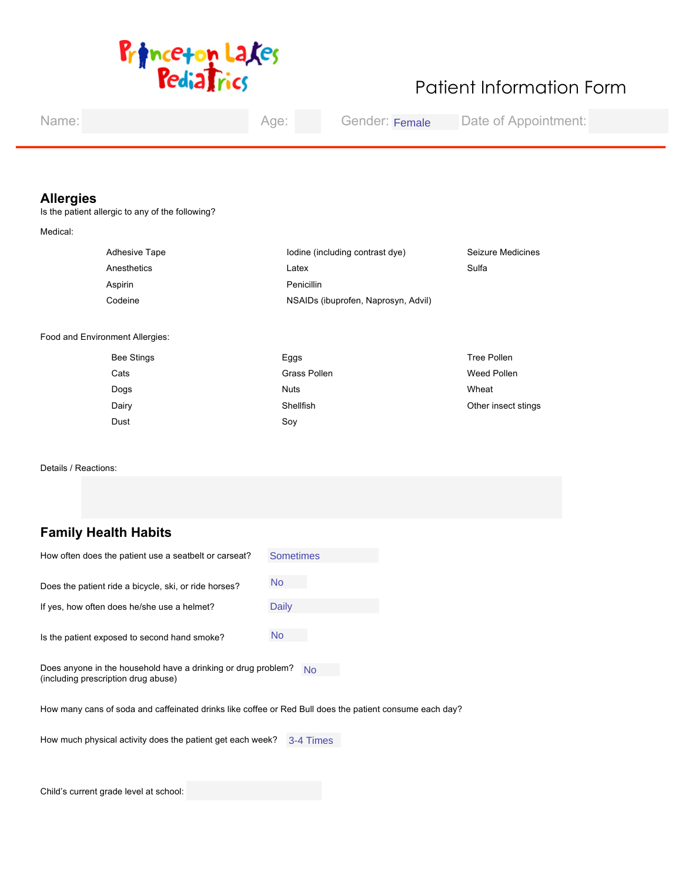Princeton Lakes Pediatrics

# Patient Information Form

Name: | Age: | Gender: Female | Date of Appointment:

## Allergies

Is the patient allergic to any of the following?

Medical:

| | | |
|---|---|---|
| Adhesive Tape | Iodine (including contrast dye) | Seizure Medicines |
| Anesthetics | Latex | Sulfa |
| Aspirin | Penicillin | |
| Codeine | NSAIDs (ibuprofen, Naprosyn, Advil) | |

Food and Environment Allergies:

| | | |
|---|---|---|
| Bee Stings | Eggs | Tree Pollen |
| Cats | Grass Pollen | Weed Pollen |
| Dogs | Nuts | Wheat |
| Dairy | Shellfish | Other insect stings |
| Dust | Soy | |

Details / Reactions:

## Family Health Habits

How often does the patient use a seatbelt or carseat? Sometimes

Does the patient ride a bicycle, ski, or ride horses? No

If yes, how often does he/she use a helmet? Daily

Is the patient exposed to second hand smoke? No

Does anyone in the household have a drinking or drug problem? (including prescription drug abuse) No

How many cans of soda and caffeinated drinks like coffee or Red Bull does the patient consume each day?

How much physical activity does the patient get each week? 3-4 Times

Child's current grade level at school: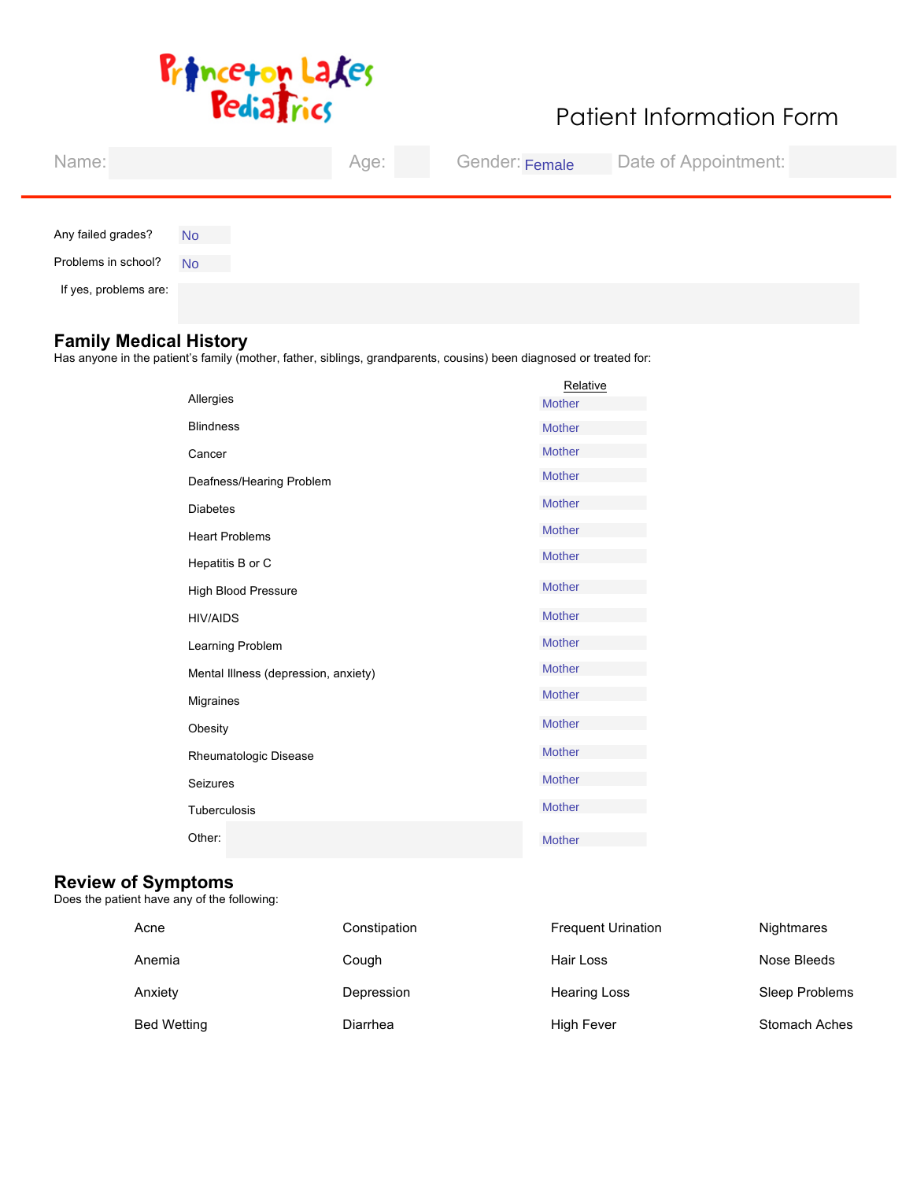Princeton Lakes Pediatrics

# Patient Information Form

Name: | Age: | Gender: Female | Date of Appointment:

Any failed grades? No

Problems in school? No

If yes, problems are:

## Family Medical History

Has anyone in the patient's family (mother, father, siblings, grandparents, cousins) been diagnosed or treated for:

| Condition | Relative |
|---|---|
| Allergies | Mother |
| Blindness | Mother |
| Cancer | Mother |
| Deafness/Hearing Problem | Mother |
| Diabetes | Mother |
| Heart Problems | Mother |
| Hepatitis B or C | Mother |
| High Blood Pressure | Mother |
| HIV/AIDS | Mother |
| Learning Problem | Mother |
| Mental Illness (depression, anxiety) | Mother |
| Migraines | Mother |
| Obesity | Mother |
| Rheumatologic Disease | Mother |
| Seizures | Mother |
| Tuberculosis | Mother |
| Other: | Mother |

## Review of Symptoms

Does the patient have any of the following:

| | | | |
|---|---|---|---|
| Acne | Constipation | Frequent Urination | Nightmares |
| Anemia | Cough | Hair Loss | Nose Bleeds |
| Anxiety | Depression | Hearing Loss | Sleep Problems |
| Bed Wetting | Diarrhea | High Fever | Stomach Aches |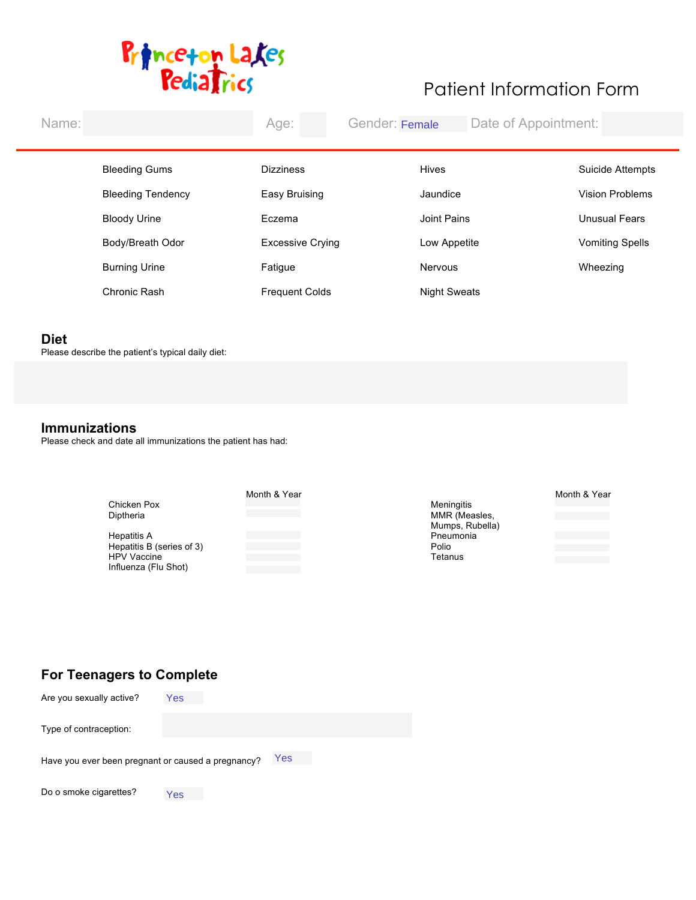Princeton Lakes Pediatrics

# Patient Information Form

Name: Age: Gender: Female Date of Appointment:

| | | | |
|---|---|---|---|
| Bleeding Gums | Dizziness | Hives | Suicide Attempts |
| Bleeding Tendency | Easy Bruising | Jaundice | Vision Problems |
| Bloody Urine | Eczema | Joint Pains | Unusual Fears |
| Body/Breath Odor | Excessive Crying | Low Appetite | Vomiting Spells |
| Burning Urine | Fatigue | Nervous | Wheezing |
| Chronic Rash | Frequent Colds | Night Sweats | |

## Diet

Please describe the patient's typical daily diet:

## Immunizations

Please check and date all immunizations the patient has had:

| | Month & Year |
|---|---|
| Chicken Pox | |
| Diptheria | |
| Hepatitis A | |
| Hepatitis B (series of 3) | |
| HPV Vaccine | |
| Influenza (Flu Shot) | |

| | Month & Year |
|---|---|
| Meningitis | |
| MMR (Measles, Mumps, Rubella) | |
| Pneumonia | |
| Polio | |
| Tetanus | |

## For Teenagers to Complete

Are you sexually active? Yes

Type of contraception:

Have you ever been pregnant or caused a pregnancy? Yes

Do o smoke cigarettes? Yes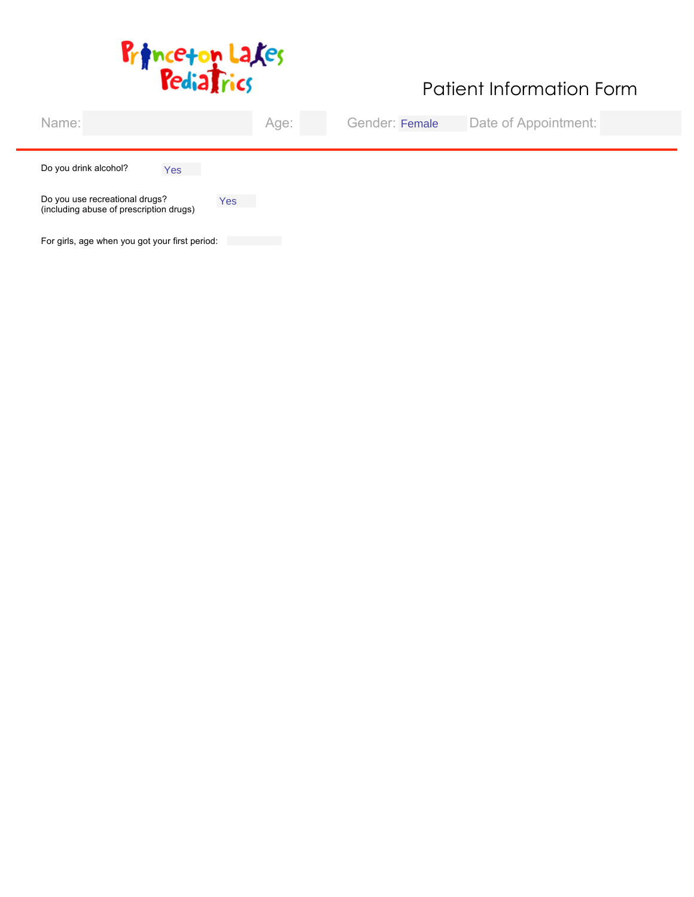Princeton Lakes Pediatrics

# Patient Information Form

Name: Age: Gender: Female Date of Appointment:

Do you drink alcohol? Yes

Do you use recreational drugs? Yes
(including abuse of prescription drugs)

For girls, age when you got your first period: